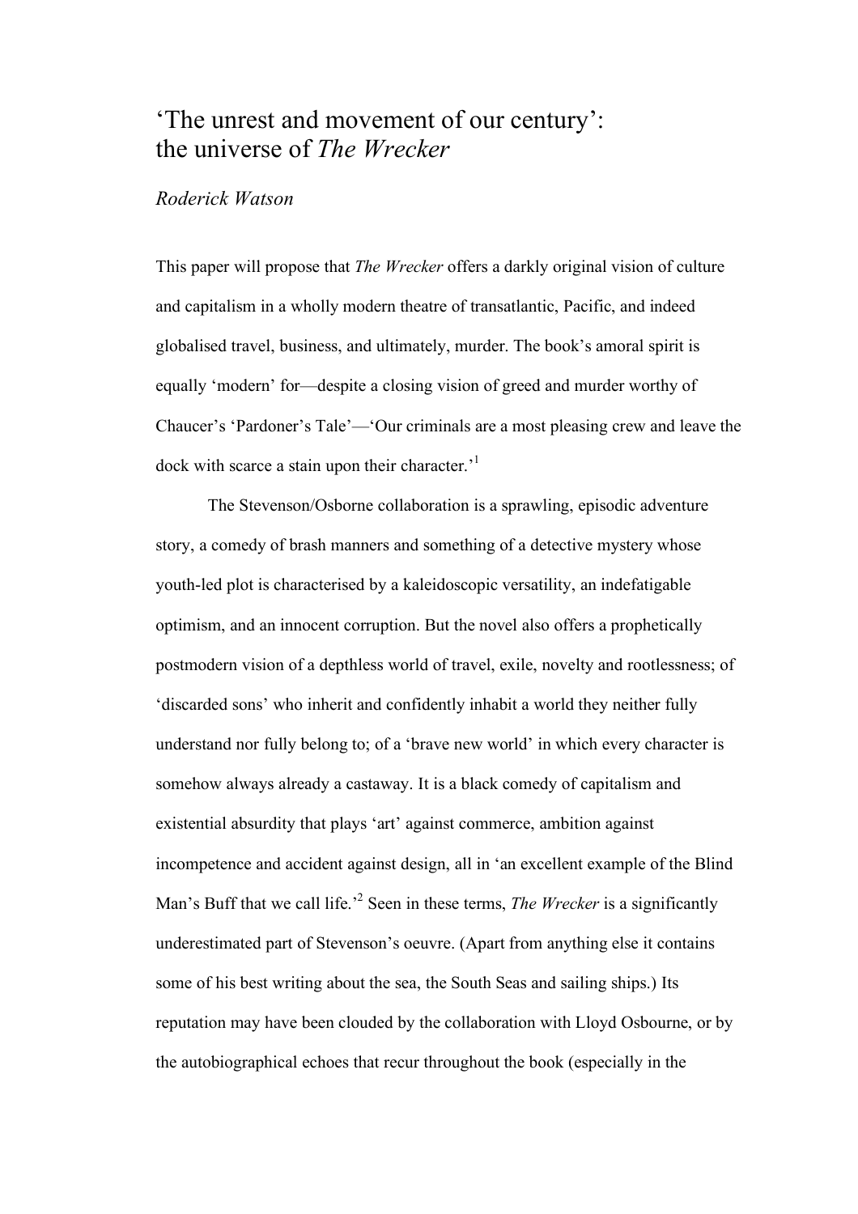# ‘The unrest and movement of our century’: the universe of *The Wrecker*

*Roderick Watson*

This paper will propose that *The Wrecker* offers a darkly original vision of culture and capitalism in a wholly modern theatre of transatlantic, Pacific, and indeed globalised travel, business, and ultimately, murder. The book’s amoral spirit is equally ‘modern’ for—despite a closing vision of greed and murder worthy of Chaucer’s ‘Pardoner’s Tale’—‘Our criminals are a most pleasing crew and leave the dock with scarce a stain upon their character.’[1]

The Stevenson/Osborne collaboration is a sprawling, episodic adventure story, a comedy of brash manners and something of a detective mystery whose youth-led plot is characterised by a kaleidoscopic versatility, an indefatigable optimism, and an innocent corruption. But the novel also offers a prophetically postmodern vision of a depthless world of travel, exile, novelty and rootlessness; of ‘discarded sons’ who inherit and confidently inhabit a world they neither fully understand nor fully belong to; of a ‘brave new world’ in which every character is somehow always already a castaway. It is a black comedy of capitalism and existential absurdity that plays ‘art’ against commerce, ambition against incompetence and accident against design, all in ‘an excellent example of the Blind Man’s Buff that we call life.’[2] Seen in these terms, *The Wrecker* is a significantly underestimated part of Stevenson’s oeuvre. (Apart from anything else it contains some of his best writing about the sea, the South Seas and sailing ships.) Its reputation may have been clouded by the collaboration with Lloyd Osbourne, or by the autobiographical echoes that recur throughout the book (especially in the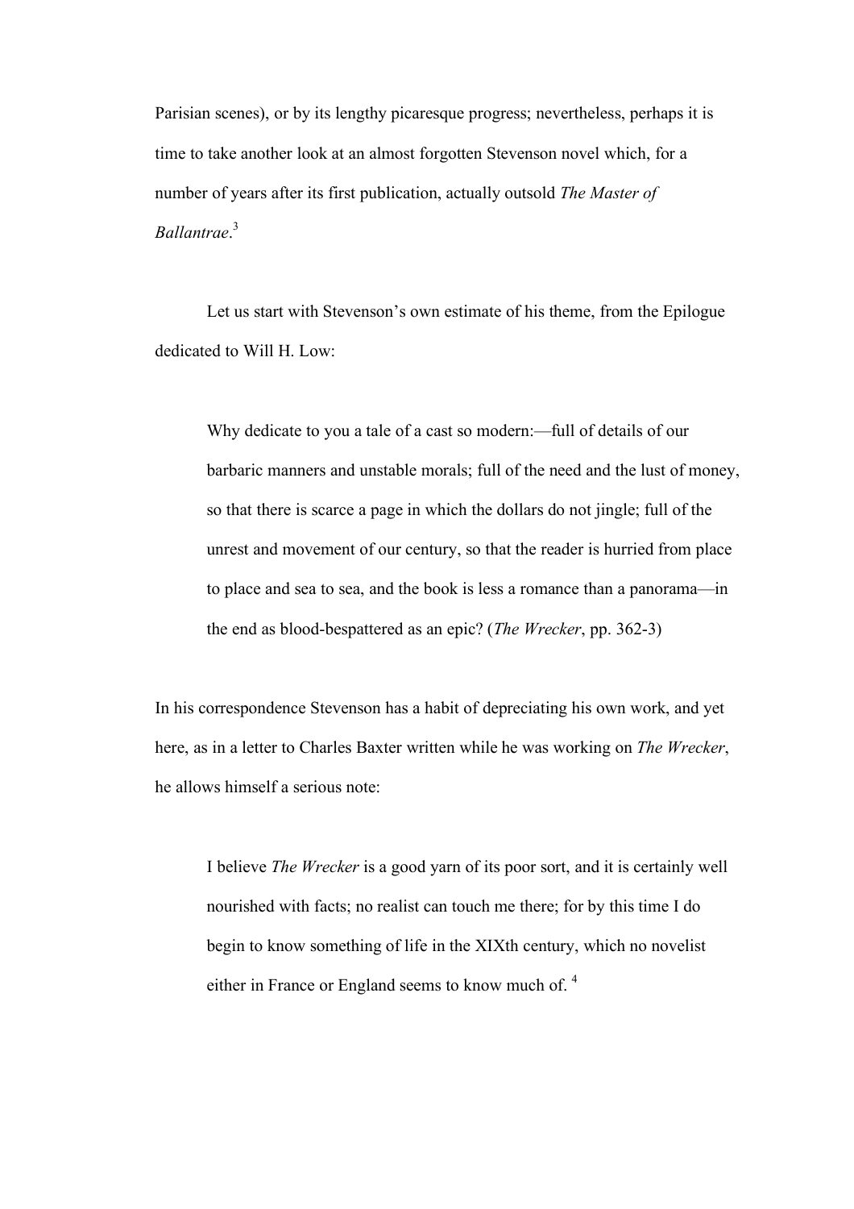Parisian scenes), or by its lengthy picaresque progress; nevertheless, perhaps it is time to take another look at an almost forgotten Stevenson novel which, for a number of years after its first publication, actually outsold *The Master of Ballantrae*.[3]

Let us start with Stevenson's own estimate of his theme, from the Epilogue dedicated to Will H. Low:

> Why dedicate to you a tale of a cast so modern:—full of details of our barbaric manners and unstable morals; full of the need and the lust of money, so that there is scarce a page in which the dollars do not jingle; full of the unrest and movement of our century, so that the reader is hurried from place to place and sea to sea, and the book is less a romance than a panorama—in the end as blood-bespattered as an epic? (*The Wrecker*, pp. 362-3)

In his correspondence Stevenson has a habit of depreciating his own work, and yet here, as in a letter to Charles Baxter written while he was working on *The Wrecker*, he allows himself a serious note:

> I believe *The Wrecker* is a good yarn of its poor sort, and it is certainly well nourished with facts; no realist can touch me there; for by this time I do begin to know something of life in the XIXth century, which no novelist either in France or England seems to know much of.[4]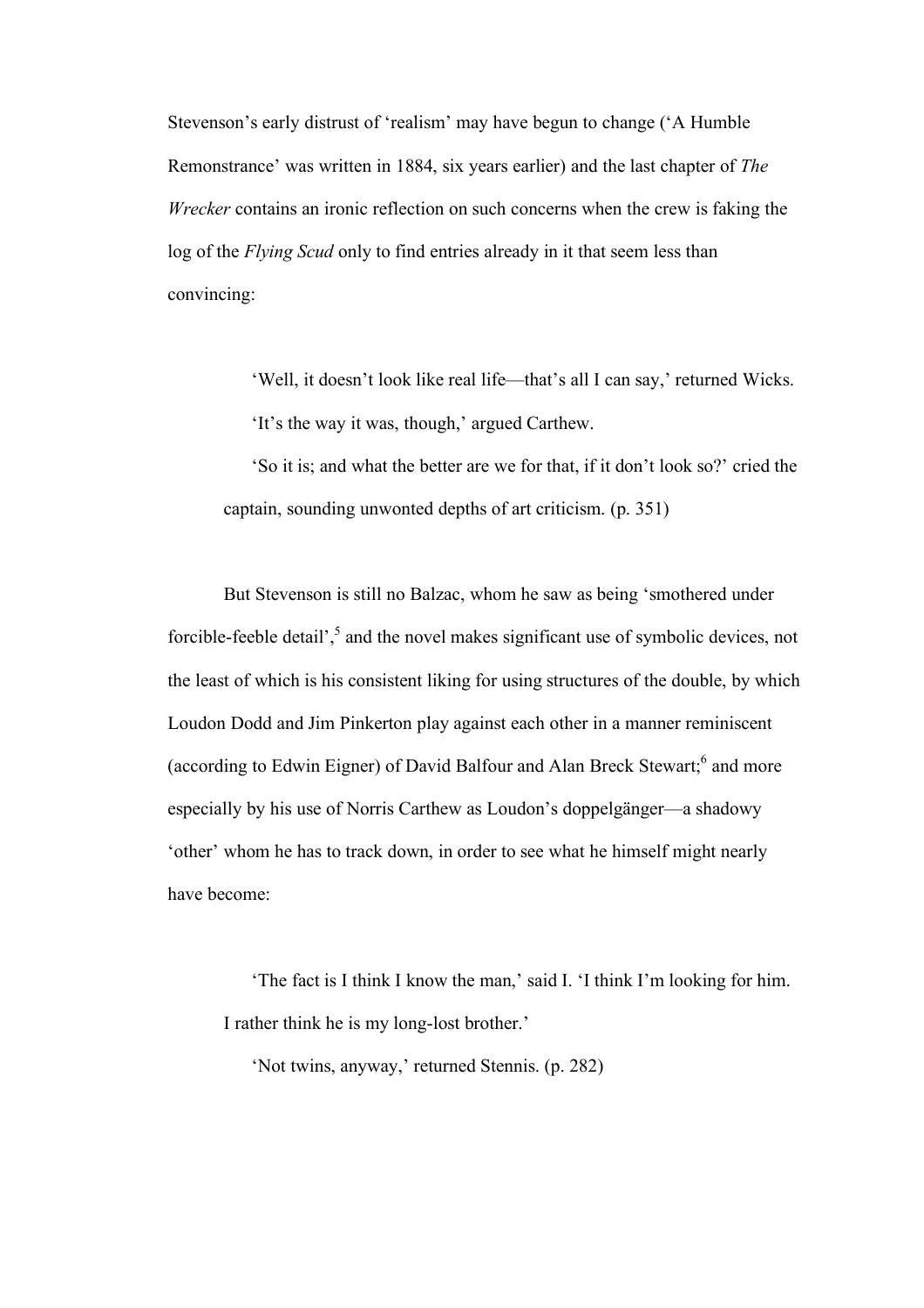Stevenson's early distrust of 'realism' may have begun to change ('A Humble Remonstrance' was written in 1884, six years earlier) and the last chapter of *The Wrecker* contains an ironic reflection on such concerns when the crew is faking the log of the *Flying Scud* only to find entries already in it that seem less than convincing:

> 'Well, it doesn't look like real life—that's all I can say,' returned Wicks.
>
> 'It's the way it was, though,' argued Carthew.
>
> 'So it is; and what the better are we for that, if it don't look so?' cried the captain, sounding unwonted depths of art criticism. (p. 351)

But Stevenson is still no Balzac, whom he saw as being 'smothered under forcible-feeble detail',[5] and the novel makes significant use of symbolic devices, not the least of which is his consistent liking for using structures of the double, by which Loudon Dodd and Jim Pinkerton play against each other in a manner reminiscent (according to Edwin Eigner) of David Balfour and Alan Breck Stewart;[6] and more especially by his use of Norris Carthew as Loudon's doppelgänger—a shadowy 'other' whom he has to track down, in order to see what he himself might nearly have become:

> 'The fact is I think I know the man,' said I. 'I think I'm looking for him. I rather think he is my long-lost brother.'
>
> 'Not twins, anyway,' returned Stennis. (p. 282)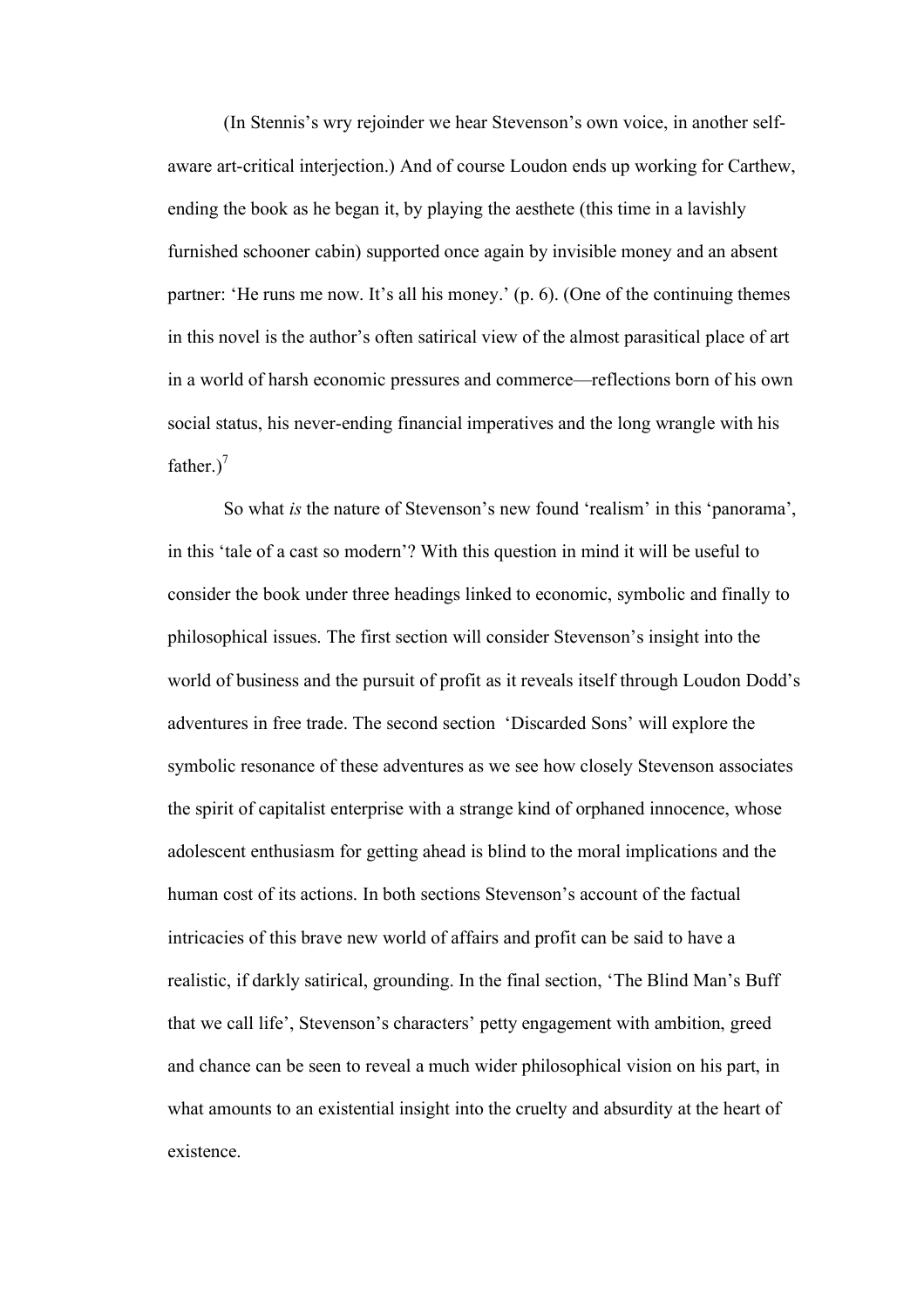(In Stennis's wry rejoinder we hear Stevenson's own voice, in another self-aware art-critical interjection.) And of course Loudon ends up working for Carthew, ending the book as he began it, by playing the aesthete (this time in a lavishly furnished schooner cabin) supported once again by invisible money and an absent partner: 'He runs me now. It's all his money.' (p. 6). (One of the continuing themes in this novel is the author's often satirical view of the almost parasitical place of art in a world of harsh economic pressures and commerce—reflections born of his own social status, his never-ending financial imperatives and the long wrangle with his father.)[7]

So what *is* the nature of Stevenson's new found 'realism' in this 'panorama', in this 'tale of a cast so modern'? With this question in mind it will be useful to consider the book under three headings linked to economic, symbolic and finally to philosophical issues. The first section will consider Stevenson's insight into the world of business and the pursuit of profit as it reveals itself through Loudon Dodd's adventures in free trade. The second section 'Discarded Sons' will explore the symbolic resonance of these adventures as we see how closely Stevenson associates the spirit of capitalist enterprise with a strange kind of orphaned innocence, whose adolescent enthusiasm for getting ahead is blind to the moral implications and the human cost of its actions. In both sections Stevenson's account of the factual intricacies of this brave new world of affairs and profit can be said to have a realistic, if darkly satirical, grounding. In the final section, 'The Blind Man's Buff that we call life', Stevenson's characters' petty engagement with ambition, greed and chance can be seen to reveal a much wider philosophical vision on his part, in what amounts to an existential insight into the cruelty and absurdity at the heart of existence.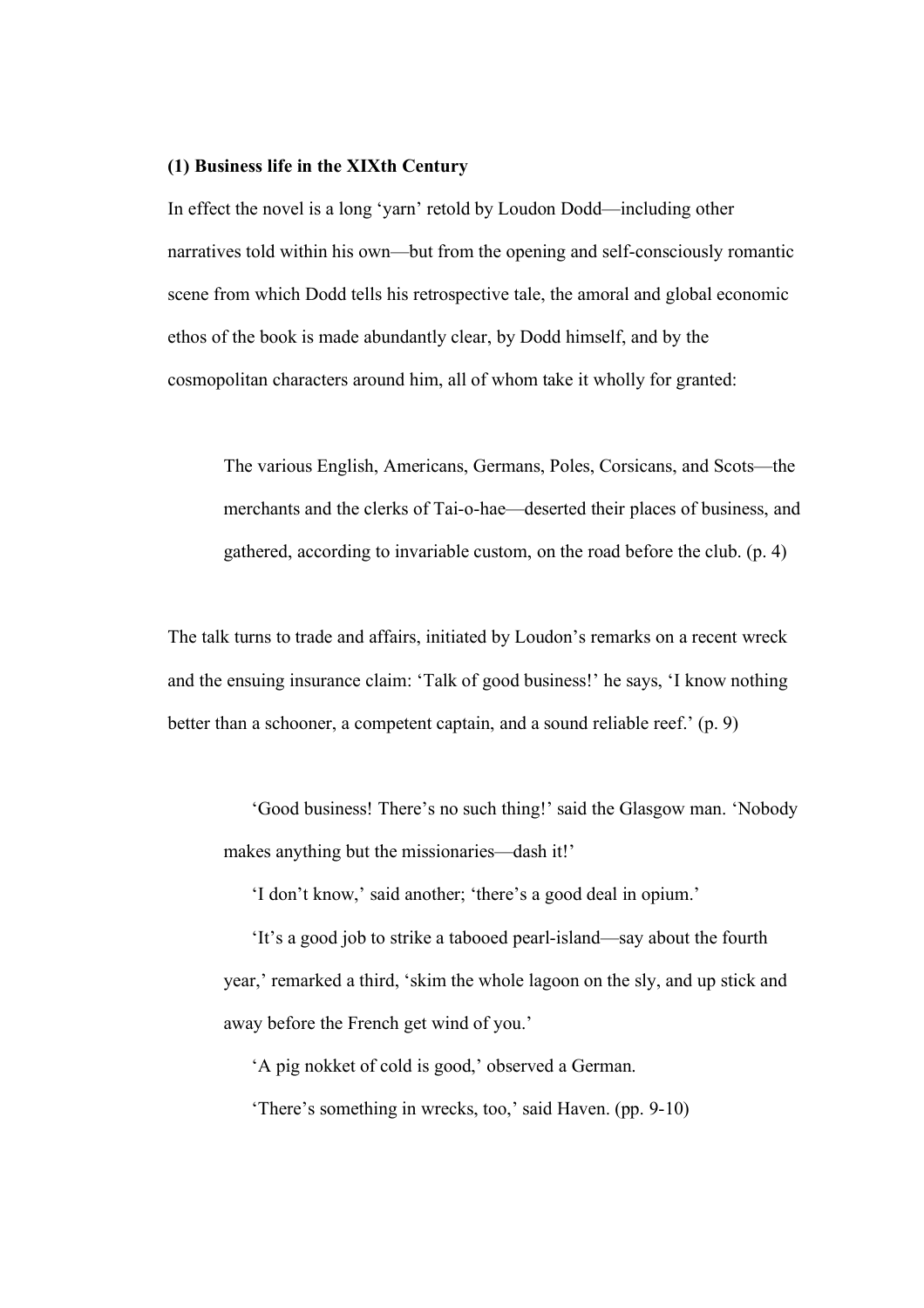**(1) Business life in the XIXth Century**

In effect the novel is a long 'yarn' retold by Loudon Dodd—including other narratives told within his own—but from the opening and self-consciously romantic scene from which Dodd tells his retrospective tale, the amoral and global economic ethos of the book is made abundantly clear, by Dodd himself, and by the cosmopolitan characters around him, all of whom take it wholly for granted:

> The various English, Americans, Germans, Poles, Corsicans, and Scots—the merchants and the clerks of Tai-o-hae—deserted their places of business, and gathered, according to invariable custom, on the road before the club. (p. 4)

The talk turns to trade and affairs, initiated by Loudon's remarks on a recent wreck and the ensuing insurance claim: 'Talk of good business!' he says, 'I know nothing better than a schooner, a competent captain, and a sound reliable reef.' (p. 9)

> 'Good business! There's no such thing!' said the Glasgow man. 'Nobody makes anything but the missionaries—dash it!'
>
> 'I don't know,' said another; 'there's a good deal in opium.'
>
> 'It's a good job to strike a tabooed pearl-island—say about the fourth year,' remarked a third, 'skim the whole lagoon on the sly, and up stick and away before the French get wind of you.'
>
> 'A pig nokket of cold is good,' observed a German.
>
> 'There's something in wrecks, too,' said Haven. (pp. 9-10)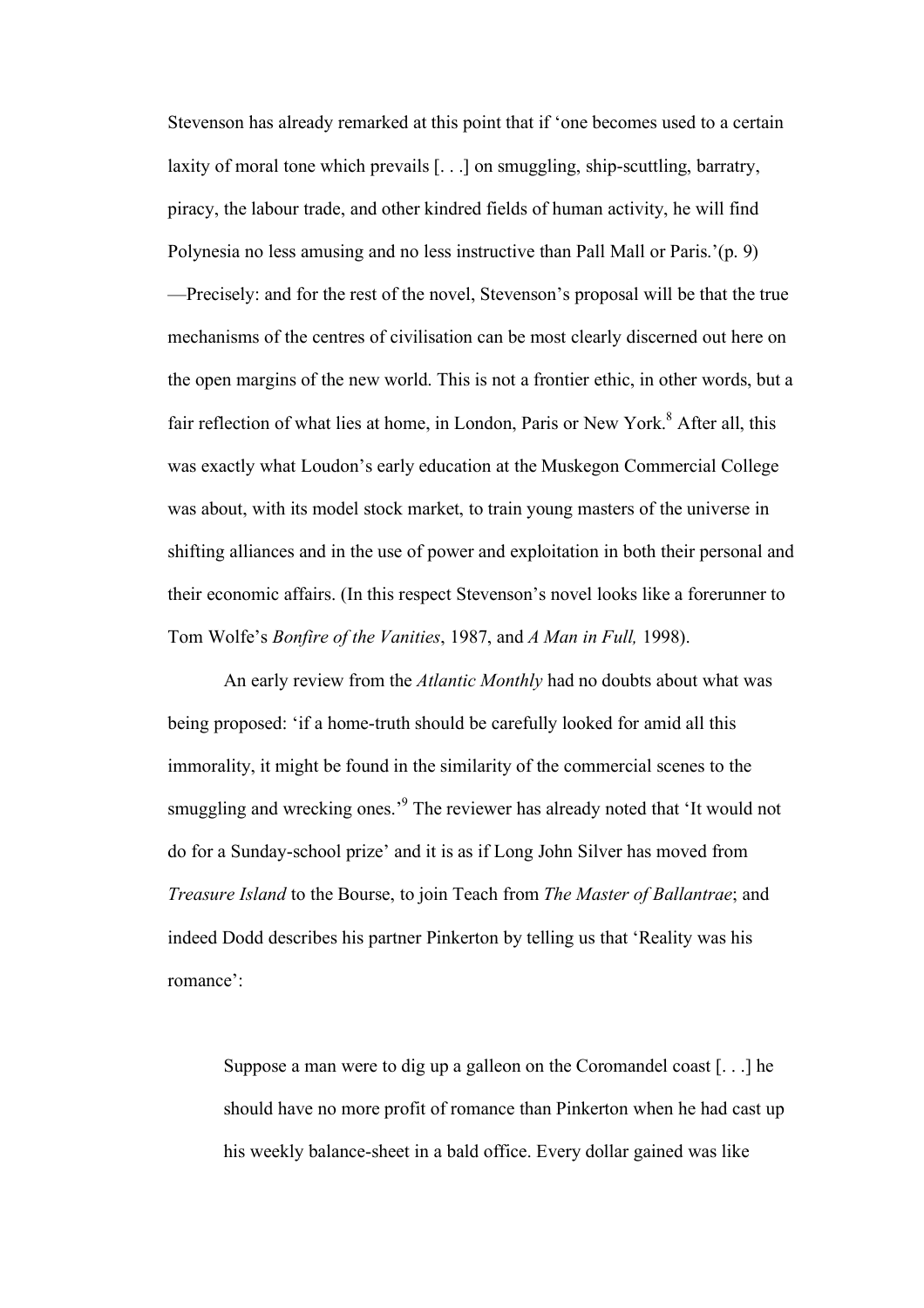Stevenson has already remarked at this point that if 'one becomes used to a certain laxity of moral tone which prevails [. . .] on smuggling, ship-scuttling, barratry, piracy, the labour trade, and other kindred fields of human activity, he will find Polynesia no less amusing and no less instructive than Pall Mall or Paris.'(p. 9) —Precisely: and for the rest of the novel, Stevenson's proposal will be that the true mechanisms of the centres of civilisation can be most clearly discerned out here on the open margins of the new world. This is not a frontier ethic, in other words, but a fair reflection of what lies at home, in London, Paris or New York.[8] After all, this was exactly what Loudon's early education at the Muskegon Commercial College was about, with its model stock market, to train young masters of the universe in shifting alliances and in the use of power and exploitation in both their personal and their economic affairs. (In this respect Stevenson's novel looks like a forerunner to Tom Wolfe's *Bonfire of the Vanities*, 1987, and *A Man in Full,* 1998).

An early review from the *Atlantic Monthly* had no doubts about what was being proposed: 'if a home-truth should be carefully looked for amid all this immorality, it might be found in the similarity of the commercial scenes to the smuggling and wrecking ones.'[9] The reviewer has already noted that 'It would not do for a Sunday-school prize' and it is as if Long John Silver has moved from *Treasure Island* to the Bourse, to join Teach from *The Master of Ballantrae*; and indeed Dodd describes his partner Pinkerton by telling us that 'Reality was his romance':

> Suppose a man were to dig up a galleon on the Coromandel coast [. . .] he should have no more profit of romance than Pinkerton when he had cast up his weekly balance-sheet in a bald office. Every dollar gained was like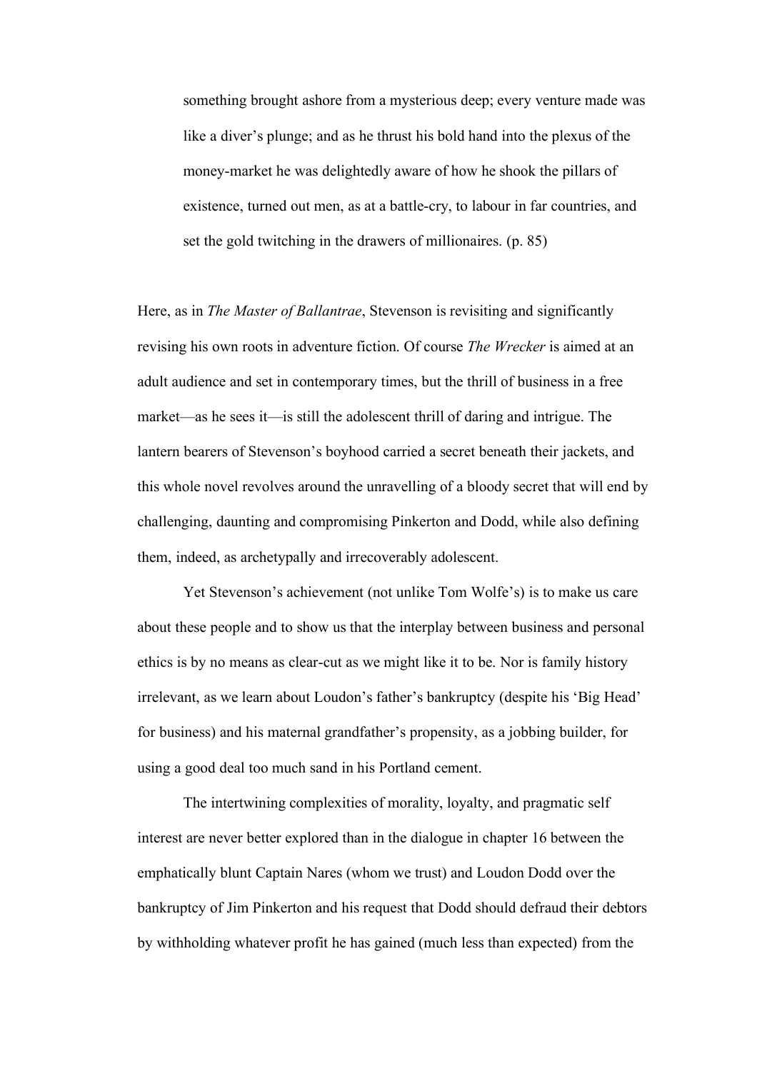> something brought ashore from a mysterious deep; every venture made was like a diver's plunge; and as he thrust his bold hand into the plexus of the money-market he was delightedly aware of how he shook the pillars of existence, turned out men, as at a battle-cry, to labour in far countries, and set the gold twitching in the drawers of millionaires. (p. 85)

Here, as in *The Master of Ballantrae*, Stevenson is revisiting and significantly revising his own roots in adventure fiction. Of course *The Wrecker* is aimed at an adult audience and set in contemporary times, but the thrill of business in a free market—as he sees it—is still the adolescent thrill of daring and intrigue. The lantern bearers of Stevenson's boyhood carried a secret beneath their jackets, and this whole novel revolves around the unravelling of a bloody secret that will end by challenging, daunting and compromising Pinkerton and Dodd, while also defining them, indeed, as archetypally and irrecoverably adolescent.

Yet Stevenson's achievement (not unlike Tom Wolfe's) is to make us care about these people and to show us that the interplay between business and personal ethics is by no means as clear-cut as we might like it to be. Nor is family history irrelevant, as we learn about Loudon's father's bankruptcy (despite his 'Big Head' for business) and his maternal grandfather's propensity, as a jobbing builder, for using a good deal too much sand in his Portland cement.

The intertwining complexities of morality, loyalty, and pragmatic self interest are never better explored than in the dialogue in chapter 16 between the emphatically blunt Captain Nares (whom we trust) and Loudon Dodd over the bankruptcy of Jim Pinkerton and his request that Dodd should defraud their debtors by withholding whatever profit he has gained (much less than expected) from the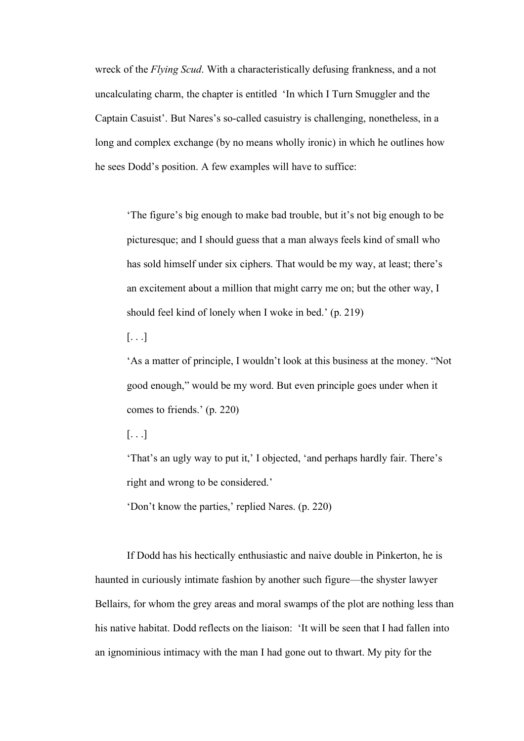wreck of the *Flying Scud*. With a characteristically defusing frankness, and a not uncalculating charm, the chapter is entitled 'In which I Turn Smuggler and the Captain Casuist'. But Nares's so-called casuistry is challenging, nonetheless, in a long and complex exchange (by no means wholly ironic) in which he outlines how he sees Dodd's position. A few examples will have to suffice:

> 'The figure's big enough to make bad trouble, but it's not big enough to be picturesque; and I should guess that a man always feels kind of small who has sold himself under six ciphers. That would be my way, at least; there's an excitement about a million that might carry me on; but the other way, I should feel kind of lonely when I woke in bed.' (p. 219)
>
> [. . .]
>
> 'As a matter of principle, I wouldn't look at this business at the money. "Not good enough," would be my word. But even principle goes under when it comes to friends.' (p. 220)
>
> [. . .]
>
> 'That's an ugly way to put it,' I objected, 'and perhaps hardly fair. There's right and wrong to be considered.'
>
> 'Don't know the parties,' replied Nares. (p. 220)

If Dodd has his hectically enthusiastic and naive double in Pinkerton, he is haunted in curiously intimate fashion by another such figure—the shyster lawyer Bellairs, for whom the grey areas and moral swamps of the plot are nothing less than his native habitat. Dodd reflects on the liaison: 'It will be seen that I had fallen into an ignominious intimacy with the man I had gone out to thwart. My pity for the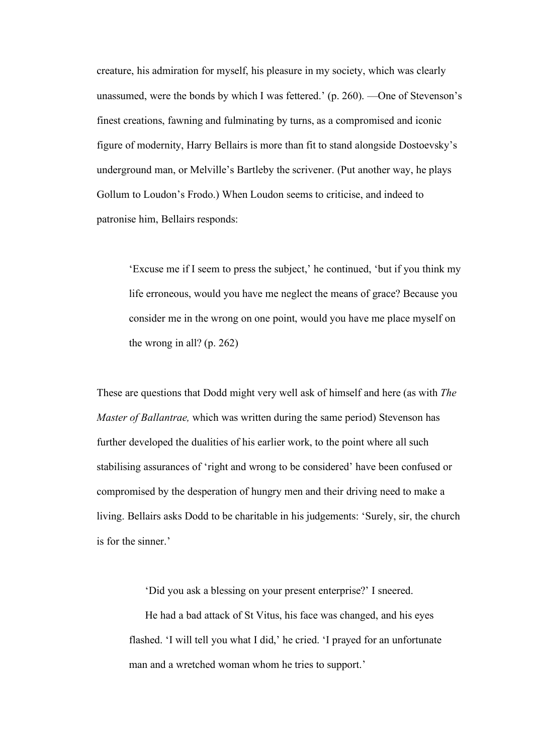creature, his admiration for myself, his pleasure in my society, which was clearly unassumed, were the bonds by which I was fettered.' (p. 260). —One of Stevenson's finest creations, fawning and fulminating by turns, as a compromised and iconic figure of modernity, Harry Bellairs is more than fit to stand alongside Dostoevsky's underground man, or Melville's Bartleby the scrivener. (Put another way, he plays Gollum to Loudon's Frodo.) When Loudon seems to criticise, and indeed to patronise him, Bellairs responds:

> 'Excuse me if I seem to press the subject,' he continued, 'but if you think my life erroneous, would you have me neglect the means of grace? Because you consider me in the wrong on one point, would you have me place myself on the wrong in all? (p. 262)

These are questions that Dodd might very well ask of himself and here (as with *The Master of Ballantrae,* which was written during the same period) Stevenson has further developed the dualities of his earlier work, to the point where all such stabilising assurances of 'right and wrong to be considered' have been confused or compromised by the desperation of hungry men and their driving need to make a living. Bellairs asks Dodd to be charitable in his judgements: 'Surely, sir, the church is for the sinner.'

> 'Did you ask a blessing on your present enterprise?' I sneered.
>
> He had a bad attack of St Vitus, his face was changed, and his eyes flashed. 'I will tell you what I did,' he cried. 'I prayed for an unfortunate man and a wretched woman whom he tries to support.'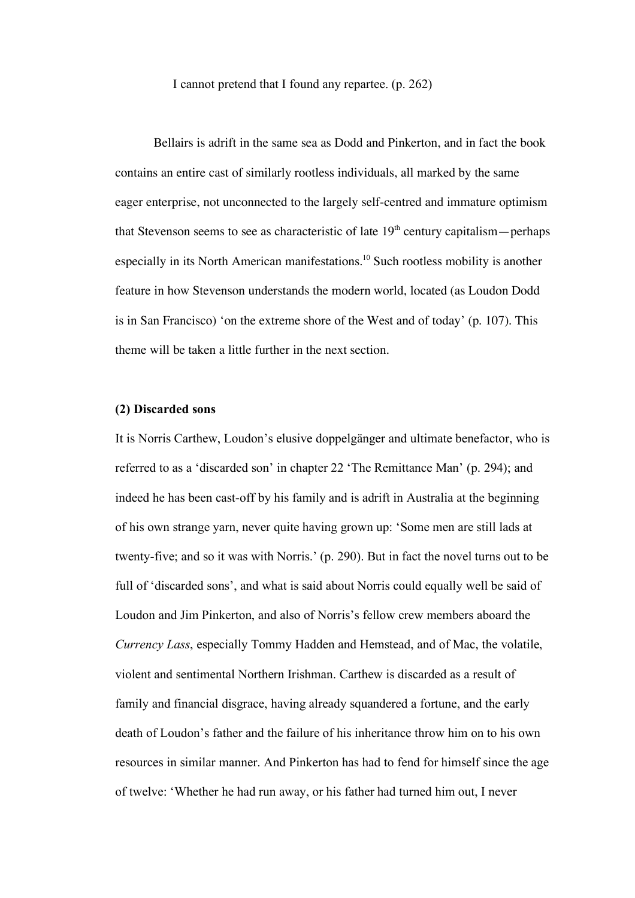I cannot pretend that I found any repartee. (p. 262)

Bellairs is adrift in the same sea as Dodd and Pinkerton, and in fact the book contains an entire cast of similarly rootless individuals, all marked by the same eager enterprise, not unconnected to the largely self-centred and immature optimism that Stevenson seems to see as characteristic of late 19th century capitalism—perhaps especially in its North American manifestations.[10] Such rootless mobility is another feature in how Stevenson understands the modern world, located (as Loudon Dodd is in San Francisco) 'on the extreme shore of the West and of today' (p. 107). This theme will be taken a little further in the next section.

**(2) Discarded sons**

It is Norris Carthew, Loudon's elusive doppelgänger and ultimate benefactor, who is referred to as a 'discarded son' in chapter 22 'The Remittance Man' (p. 294); and indeed he has been cast-off by his family and is adrift in Australia at the beginning of his own strange yarn, never quite having grown up: 'Some men are still lads at twenty-five; and so it was with Norris.' (p. 290). But in fact the novel turns out to be full of 'discarded sons', and what is said about Norris could equally well be said of Loudon and Jim Pinkerton, and also of Norris's fellow crew members aboard the *Currency Lass*, especially Tommy Hadden and Hemstead, and of Mac, the volatile, violent and sentimental Northern Irishman. Carthew is discarded as a result of family and financial disgrace, having already squandered a fortune, and the early death of Loudon's father and the failure of his inheritance throw him on to his own resources in similar manner. And Pinkerton has had to fend for himself since the age of twelve: 'Whether he had run away, or his father had turned him out, I never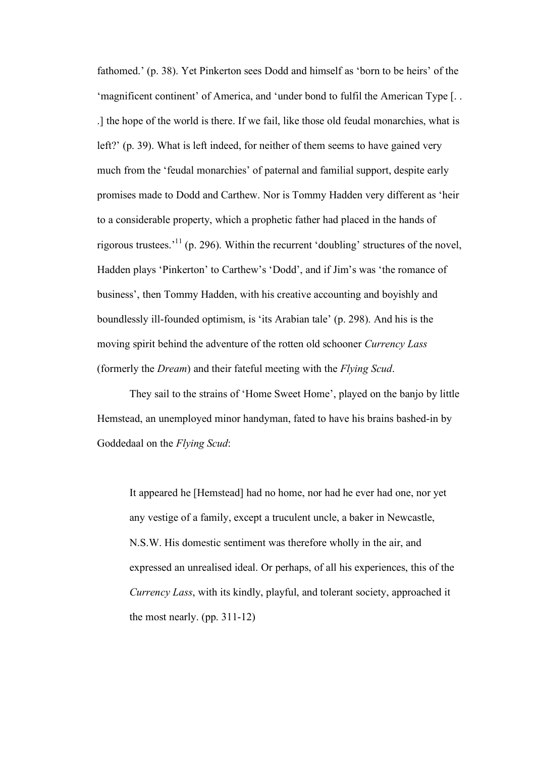fathomed.' (p. 38). Yet Pinkerton sees Dodd and himself as 'born to be heirs' of the 'magnificent continent' of America, and 'under bond to fulfil the American Type [. . .] the hope of the world is there. If we fail, like those old feudal monarchies, what is left?' (p. 39). What is left indeed, for neither of them seems to have gained very much from the 'feudal monarchies' of paternal and familial support, despite early promises made to Dodd and Carthew. Nor is Tommy Hadden very different as 'heir to a considerable property, which a prophetic father had placed in the hands of rigorous trustees.'[11] (p. 296). Within the recurrent 'doubling' structures of the novel, Hadden plays 'Pinkerton' to Carthew's 'Dodd', and if Jim's was 'the romance of business', then Tommy Hadden, with his creative accounting and boyishly and boundlessly ill-founded optimism, is 'its Arabian tale' (p. 298). And his is the moving spirit behind the adventure of the rotten old schooner *Currency Lass* (formerly the *Dream*) and their fateful meeting with the *Flying Scud*.

They sail to the strains of 'Home Sweet Home', played on the banjo by little Hemstead, an unemployed minor handyman, fated to have his brains bashed-in by Goddedaal on the *Flying Scud*:

> It appeared he [Hemstead] had no home, nor had he ever had one, nor yet any vestige of a family, except a truculent uncle, a baker in Newcastle, N.S.W. His domestic sentiment was therefore wholly in the air, and expressed an unrealised ideal. Or perhaps, of all his experiences, this of the *Currency Lass*, with its kindly, playful, and tolerant society, approached it the most nearly. (pp. 311-12)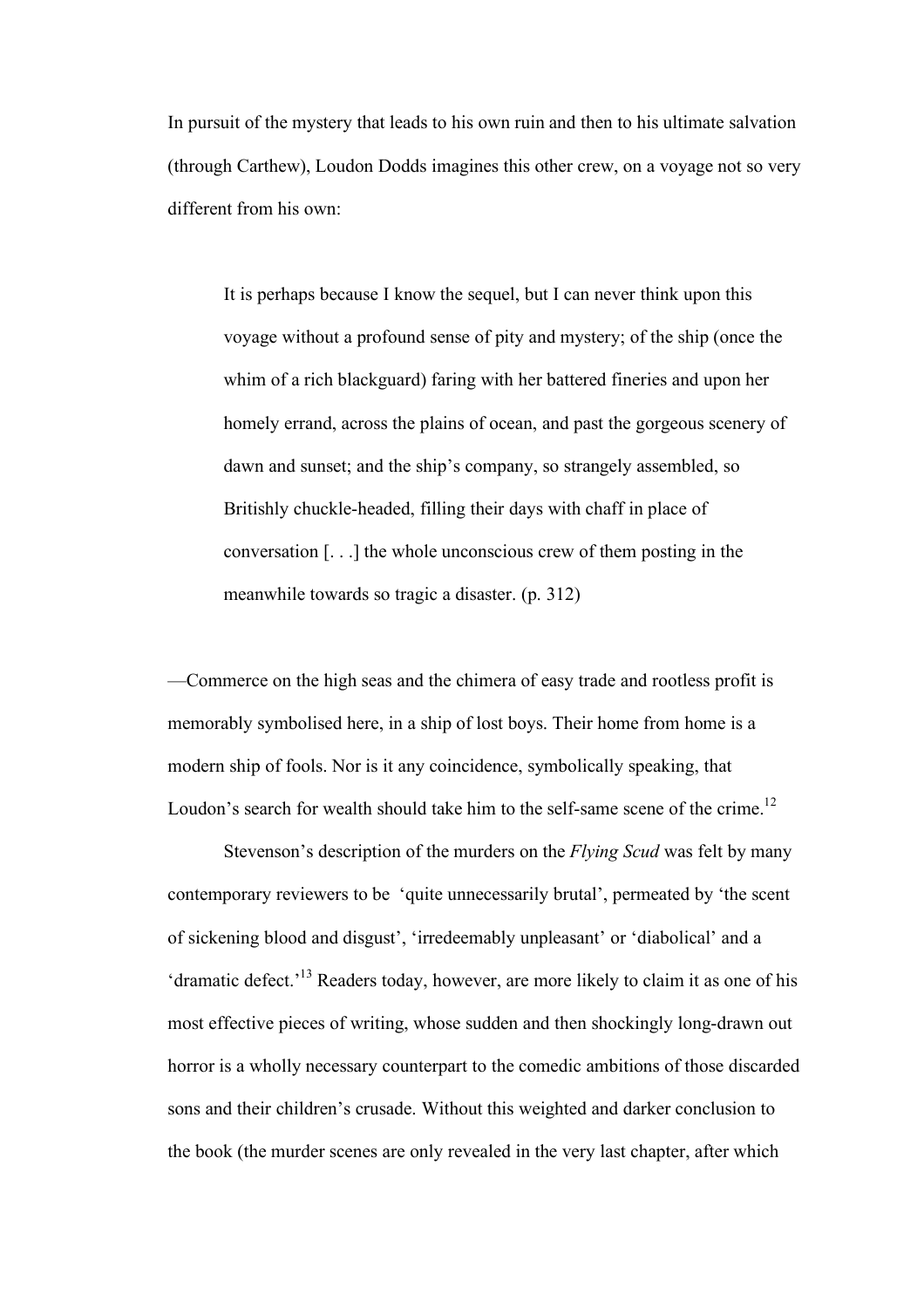In pursuit of the mystery that leads to his own ruin and then to his ultimate salvation (through Carthew), Loudon Dodds imagines this other crew, on a voyage not so very different from his own:

> It is perhaps because I know the sequel, but I can never think upon this voyage without a profound sense of pity and mystery; of the ship (once the whim of a rich blackguard) faring with her battered fineries and upon her homely errand, across the plains of ocean, and past the gorgeous scenery of dawn and sunset; and the ship's company, so strangely assembled, so Britishly chuckle-headed, filling their days with chaff in place of conversation [. . .] the whole unconscious crew of them posting in the meanwhile towards so tragic a disaster. (p. 312)

—Commerce on the high seas and the chimera of easy trade and rootless profit is memorably symbolised here, in a ship of lost boys. Their home from home is a modern ship of fools. Nor is it any coincidence, symbolically speaking, that Loudon's search for wealth should take him to the self-same scene of the crime.[12]

Stevenson's description of the murders on the *Flying Scud* was felt by many contemporary reviewers to be 'quite unnecessarily brutal', permeated by 'the scent of sickening blood and disgust', 'irredeemably unpleasant' or 'diabolical' and a 'dramatic defect.'[13] Readers today, however, are more likely to claim it as one of his most effective pieces of writing, whose sudden and then shockingly long-drawn out horror is a wholly necessary counterpart to the comedic ambitions of those discarded sons and their children's crusade. Without this weighted and darker conclusion to the book (the murder scenes are only revealed in the very last chapter, after which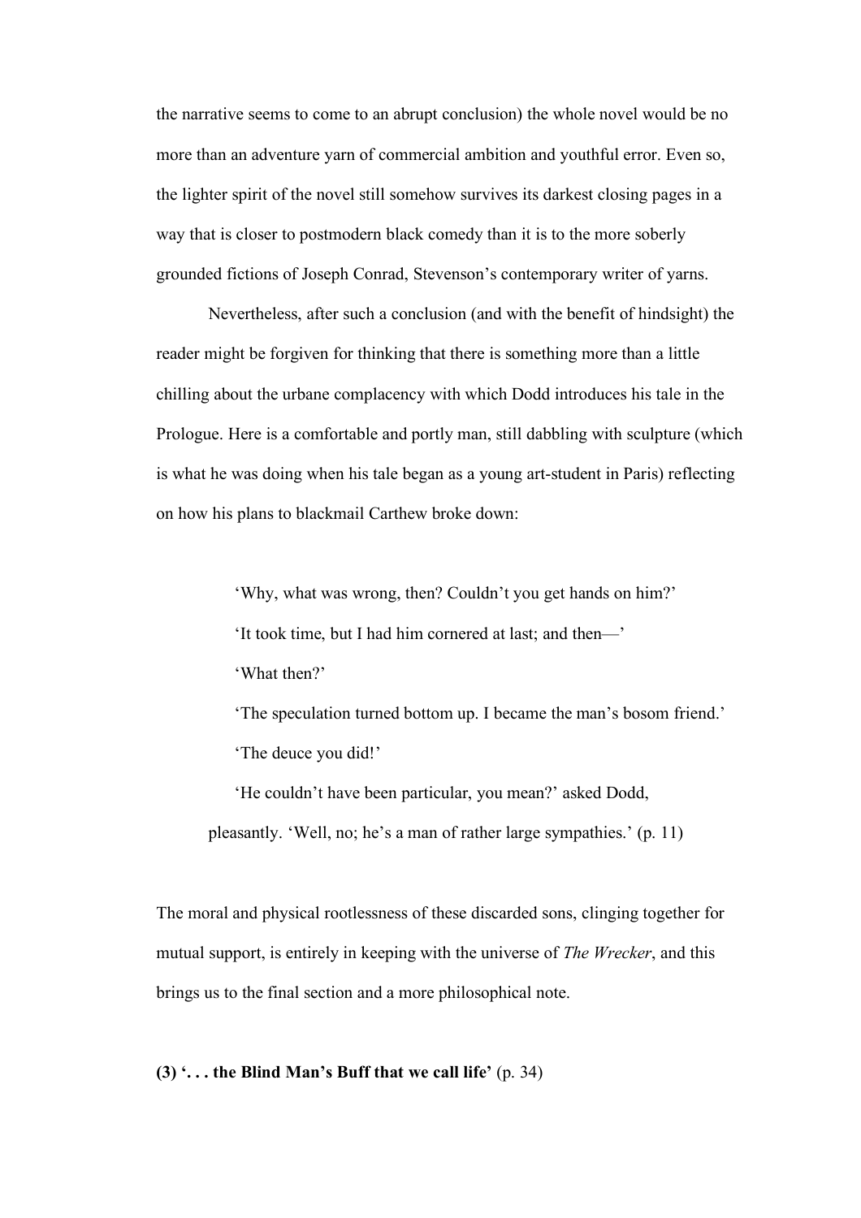the narrative seems to come to an abrupt conclusion) the whole novel would be no more than an adventure yarn of commercial ambition and youthful error. Even so, the lighter spirit of the novel still somehow survives its darkest closing pages in a way that is closer to postmodern black comedy than it is to the more soberly grounded fictions of Joseph Conrad, Stevenson's contemporary writer of yarns.

Nevertheless, after such a conclusion (and with the benefit of hindsight) the reader might be forgiven for thinking that there is something more than a little chilling about the urbane complacency with which Dodd introduces his tale in the Prologue. Here is a comfortable and portly man, still dabbling with sculpture (which is what he was doing when his tale began as a young art-student in Paris) reflecting on how his plans to blackmail Carthew broke down:

> 'Why, what was wrong, then? Couldn't you get hands on him?'
>
> 'It took time, but I had him cornered at last; and then—'
>
> 'What then?'
>
> 'The speculation turned bottom up. I became the man's bosom friend.'
>
> 'The deuce you did!'
>
> 'He couldn't have been particular, you mean?' asked Dodd, pleasantly. 'Well, no; he's a man of rather large sympathies.' (p. 11)

The moral and physical rootlessness of these discarded sons, clinging together for mutual support, is entirely in keeping with the universe of *The Wrecker*, and this brings us to the final section and a more philosophical note.

**(3) '. . . the Blind Man's Buff that we call life'** (p. 34)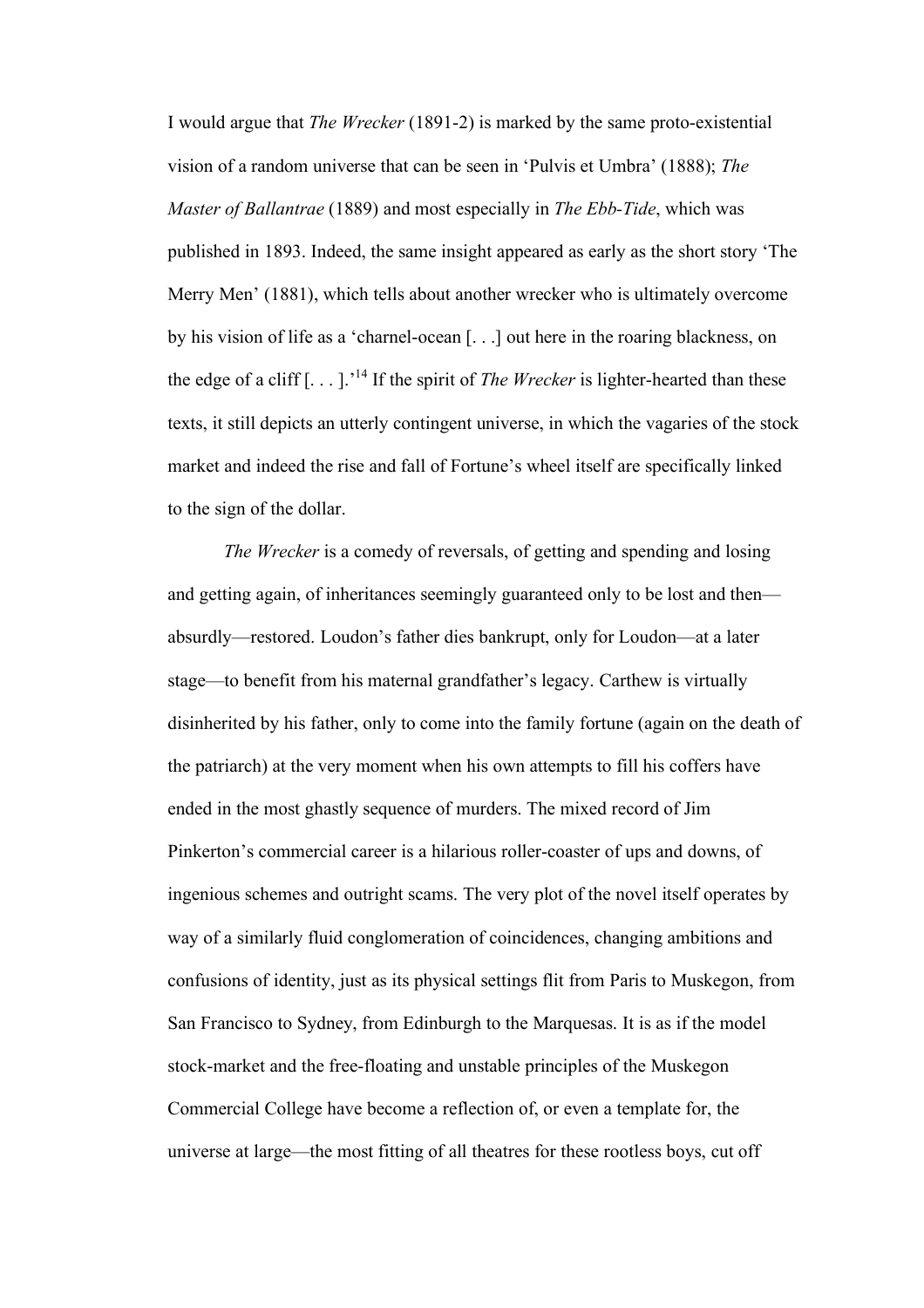I would argue that *The Wrecker* (1891-2) is marked by the same proto-existential vision of a random universe that can be seen in 'Pulvis et Umbra' (1888); *The Master of Ballantrae* (1889) and most especially in *The Ebb-Tide*, which was published in 1893. Indeed, the same insight appeared as early as the short story 'The Merry Men' (1881), which tells about another wrecker who is ultimately overcome by his vision of life as a 'charnel-ocean [. . .] out here in the roaring blackness, on the edge of a cliff [. . . ].'[14] If the spirit of *The Wrecker* is lighter-hearted than these texts, it still depicts an utterly contingent universe, in which the vagaries of the stock market and indeed the rise and fall of Fortune's wheel itself are specifically linked to the sign of the dollar.

*The Wrecker* is a comedy of reversals, of getting and spending and losing and getting again, of inheritances seemingly guaranteed only to be lost and then—absurdly—restored. Loudon's father dies bankrupt, only for Loudon—at a later stage—to benefit from his maternal grandfather's legacy. Carthew is virtually disinherited by his father, only to come into the family fortune (again on the death of the patriarch) at the very moment when his own attempts to fill his coffers have ended in the most ghastly sequence of murders. The mixed record of Jim Pinkerton's commercial career is a hilarious roller-coaster of ups and downs, of ingenious schemes and outright scams. The very plot of the novel itself operates by way of a similarly fluid conglomeration of coincidences, changing ambitions and confusions of identity, just as its physical settings flit from Paris to Muskegon, from San Francisco to Sydney, from Edinburgh to the Marquesas. It is as if the model stock-market and the free-floating and unstable principles of the Muskegon Commercial College have become a reflection of, or even a template for, the universe at large—the most fitting of all theatres for these rootless boys, cut off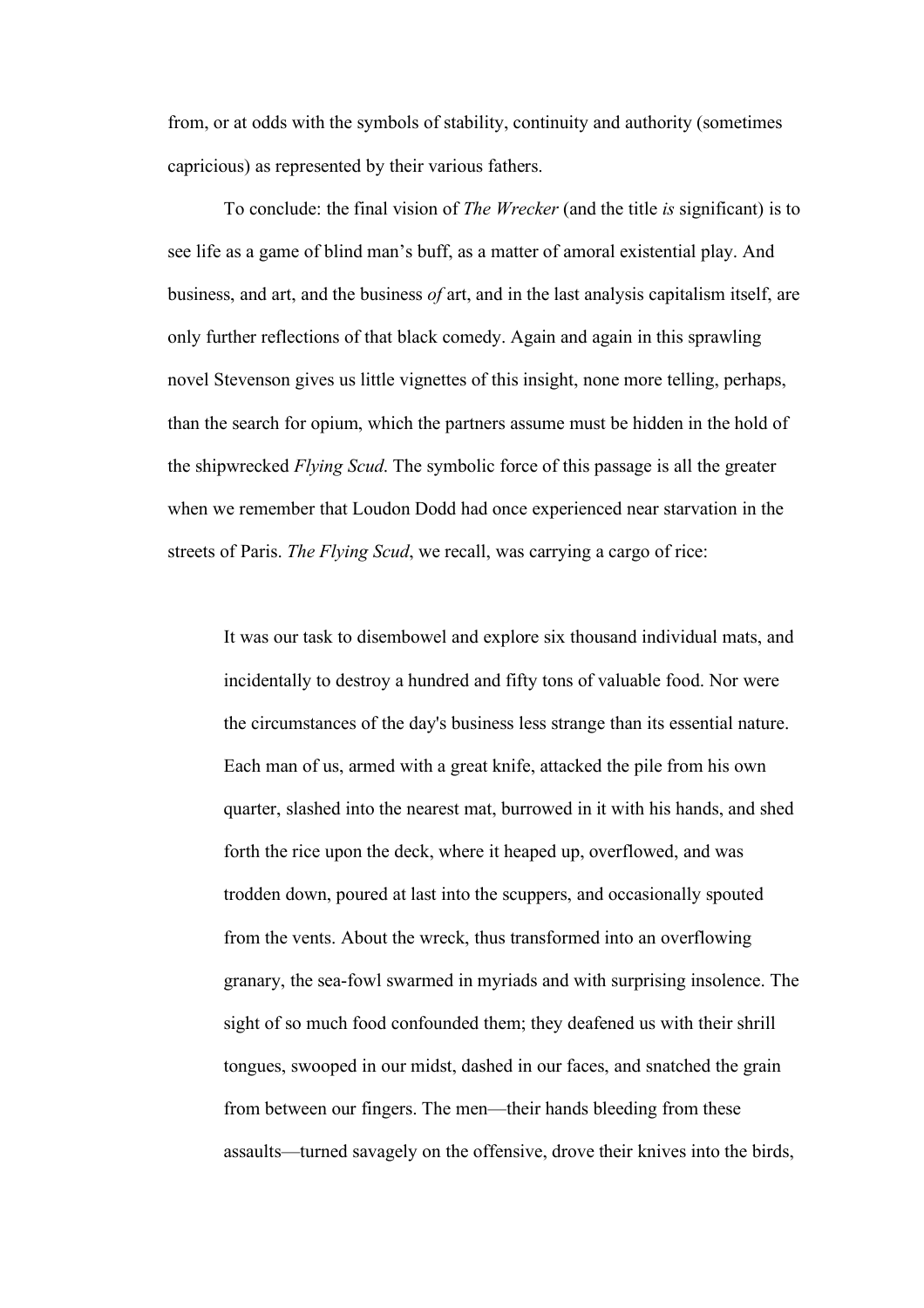from, or at odds with the symbols of stability, continuity and authority (sometimes capricious) as represented by their various fathers.

To conclude: the final vision of *The Wrecker* (and the title *is* significant) is to see life as a game of blind man's buff, as a matter of amoral existential play. And business, and art, and the business *of* art, and in the last analysis capitalism itself, are only further reflections of that black comedy. Again and again in this sprawling novel Stevenson gives us little vignettes of this insight, none more telling, perhaps, than the search for opium, which the partners assume must be hidden in the hold of the shipwrecked *Flying Scud*. The symbolic force of this passage is all the greater when we remember that Loudon Dodd had once experienced near starvation in the streets of Paris. *The Flying Scud*, we recall, was carrying a cargo of rice:

> It was our task to disembowel and explore six thousand individual mats, and incidentally to destroy a hundred and fifty tons of valuable food. Nor were the circumstances of the day's business less strange than its essential nature. Each man of us, armed with a great knife, attacked the pile from his own quarter, slashed into the nearest mat, burrowed in it with his hands, and shed forth the rice upon the deck, where it heaped up, overflowed, and was trodden down, poured at last into the scuppers, and occasionally spouted from the vents. About the wreck, thus transformed into an overflowing granary, the sea-fowl swarmed in myriads and with surprising insolence. The sight of so much food confounded them; they deafened us with their shrill tongues, swooped in our midst, dashed in our faces, and snatched the grain from between our fingers. The men—their hands bleeding from these assaults—turned savagely on the offensive, drove their knives into the birds,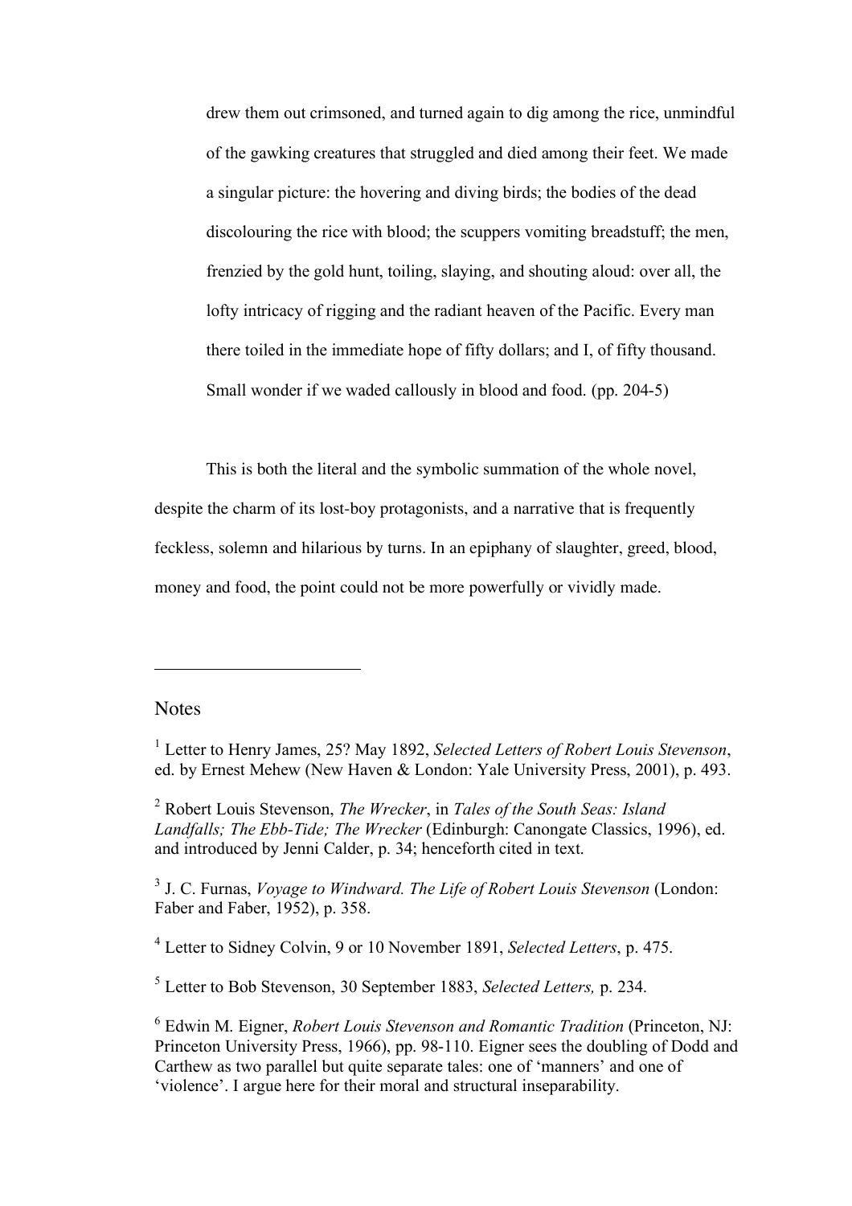> drew them out crimsoned, and turned again to dig among the rice, unmindful of the gawking creatures that struggled and died among their feet. We made a singular picture: the hovering and diving birds; the bodies of the dead discolouring the rice with blood; the scuppers vomiting breadstuff; the men, frenzied by the gold hunt, toiling, slaying, and shouting aloud: over all, the lofty intricacy of rigging and the radiant heaven of the Pacific. Every man there toiled in the immediate hope of fifty dollars; and I, of fifty thousand. Small wonder if we waded callously in blood and food. (pp. 204-5)

This is both the literal and the symbolic summation of the whole novel, despite the charm of its lost-boy protagonists, and a narrative that is frequently feckless, solemn and hilarious by turns. In an epiphany of slaughter, greed, blood, money and food, the point could not be more powerfully or vividly made.

---

Notes

[1] Letter to Henry James, 25? May 1892, *Selected Letters of Robert Louis Stevenson*, ed. by Ernest Mehew (New Haven & London: Yale University Press, 2001), p. 493.

[2] Robert Louis Stevenson, *The Wrecker*, in *Tales of the South Seas: Island Landfalls; The Ebb-Tide; The Wrecker* (Edinburgh: Canongate Classics, 1996), ed. and introduced by Jenni Calder, p. 34; henceforth cited in text.

[3] J. C. Furnas, *Voyage to Windward. The Life of Robert Louis Stevenson* (London: Faber and Faber, 1952), p. 358.

[4] Letter to Sidney Colvin, 9 or 10 November 1891, *Selected Letters*, p. 475.

[5] Letter to Bob Stevenson, 30 September 1883, *Selected Letters,* p. 234.

[6] Edwin M. Eigner, *Robert Louis Stevenson and Romantic Tradition* (Princeton, NJ: Princeton University Press, 1966), pp. 98-110. Eigner sees the doubling of Dodd and Carthew as two parallel but quite separate tales: one of 'manners' and one of 'violence'. I argue here for their moral and structural inseparability.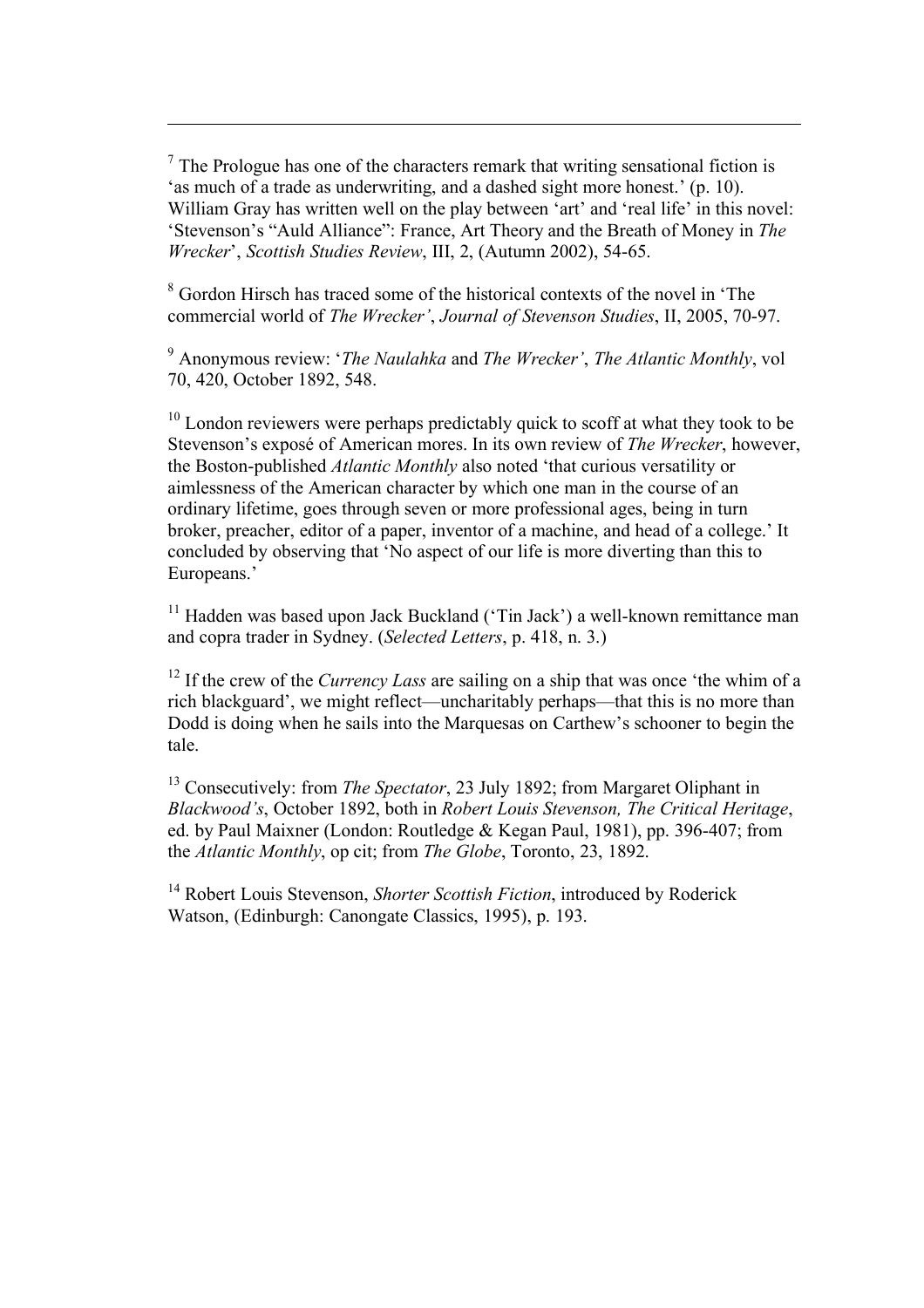[7] The Prologue has one of the characters remark that writing sensational fiction is 'as much of a trade as underwriting, and a dashed sight more honest.' (p. 10). William Gray has written well on the play between 'art' and 'real life' in this novel: 'Stevenson's "Auld Alliance": France, Art Theory and the Breath of Money in *The Wrecker*', *Scottish Studies Review*, III, 2, (Autumn 2002), 54-65.

[8] Gordon Hirsch has traced some of the historical contexts of the novel in 'The commercial world of *The Wrecker*', *Journal of Stevenson Studies*, II, 2005, 70-97.

[9] Anonymous review: '*The Naulahka* and *The Wrecker*', *The Atlantic Monthly*, vol 70, 420, October 1892, 548.

[10] London reviewers were perhaps predictably quick to scoff at what they took to be Stevenson's exposé of American mores. In its own review of *The Wrecker*, however, the Boston-published *Atlantic Monthly* also noted 'that curious versatility or aimlessness of the American character by which one man in the course of an ordinary lifetime, goes through seven or more professional ages, being in turn broker, preacher, editor of a paper, inventor of a machine, and head of a college.' It concluded by observing that 'No aspect of our life is more diverting than this to Europeans.'

[11] Hadden was based upon Jack Buckland ('Tin Jack') a well-known remittance man and copra trader in Sydney. (*Selected Letters*, p. 418, n. 3.)

[12] If the crew of the *Currency Lass* are sailing on a ship that was once 'the whim of a rich blackguard', we might reflect—uncharitably perhaps—that this is no more than Dodd is doing when he sails into the Marquesas on Carthew's schooner to begin the tale.

[13] Consecutively: from *The Spectator*, 23 July 1892; from Margaret Oliphant in *Blackwood's*, October 1892, both in *Robert Louis Stevenson, The Critical Heritage*, ed. by Paul Maixner (London: Routledge & Kegan Paul, 1981), pp. 396-407; from the *Atlantic Monthly*, op cit; from *The Globe*, Toronto, 23, 1892.

[14] Robert Louis Stevenson, *Shorter Scottish Fiction*, introduced by Roderick Watson, (Edinburgh: Canongate Classics, 1995), p. 193.